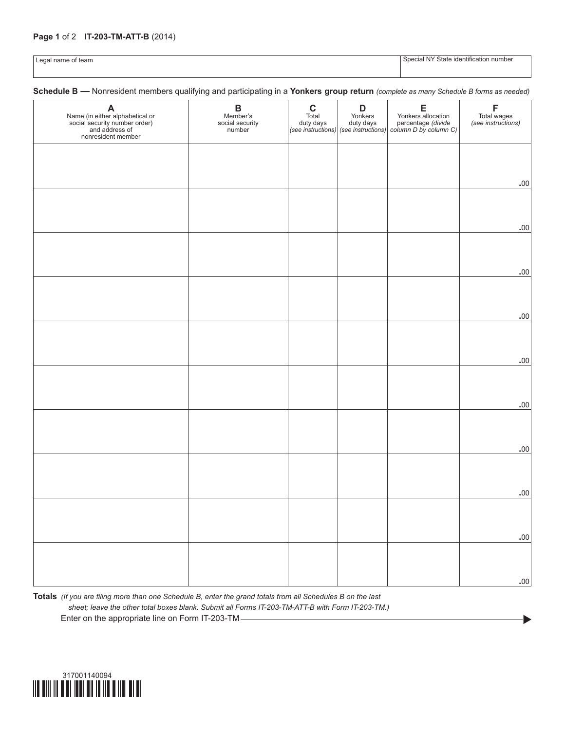| Legal name of team | Special NY State identification number |
|---|---|
| | |

**Schedule B —** Nonresident members qualifying and participating in a **Yonkers group return** *(complete as many Schedule B forms as needed)*

| **A** Name (in either alphabetical or social security number order) and address of nonresident member | **B** Member's social security number | **C** Total duty days *(see instructions)* | **D** Yonkers duty days *(see instructions)* | **E** Yonkers allocation percentage *(divide column D by column C)* | **F** Total wages *(see instructions)* |
|---|---|---|---|---|---|
| | | | | | .00 |
| | | | | | .00 |
| | | | | | .00 |
| | | | | | .00 |
| | | | | | .00 |
| | | | | | .00 |
| | | | | | .00 |
| | | | | | .00 |
| | | | | | .00 |
| | | | | | .00 |

**Totals** *(If you are filing more than one Schedule B, enter the grand totals from all Schedules B on the last sheet; leave the other total boxes blank. Submit all Forms IT-203-TM-ATT-B with Form IT-203-TM.)*

Enter on the appropriate line on Form IT-203-TM

317001140094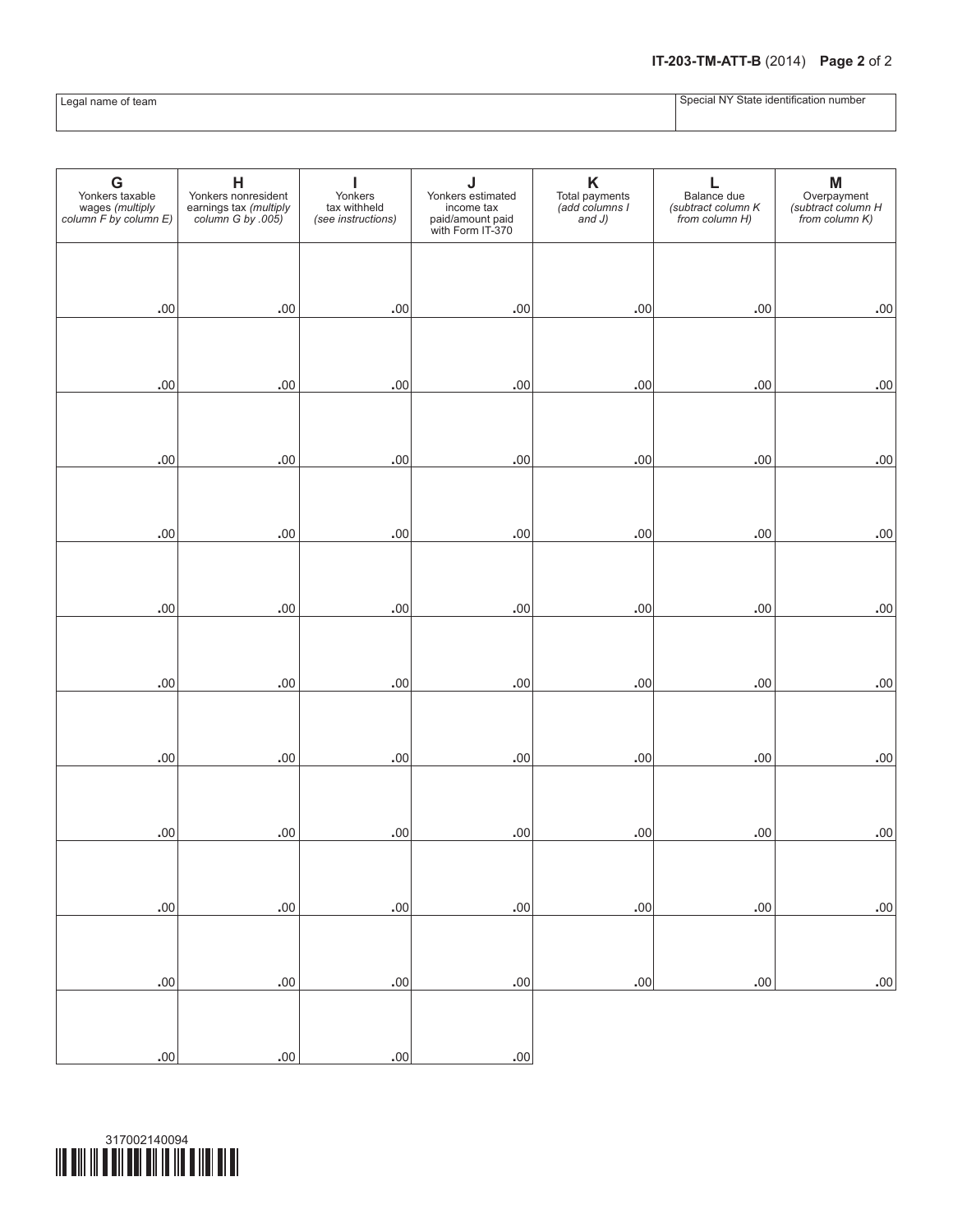| Legal name of team | Special NY State identification number |
|---|---|
| | |

| G<br>Yonkers taxable wages *(multiply column F by column E)* | H<br>Yonkers nonresident earnings tax *(multiply column G by .005)* | I<br>Yonkers tax withheld *(see instructions)* | J<br>Yonkers estimated income tax paid/amount paid with Form IT-370 | K<br>Total payments *(add columns I and J)* | L<br>Balance due *(subtract column K from column H)* | M<br>Overpayment *(subtract column H from column K)* |
|---|---|---|---|---|---|---|
| .00 | .00 | .00 | .00 | .00 | .00 | .00 |
| .00 | .00 | .00 | .00 | .00 | .00 | .00 |
| .00 | .00 | .00 | .00 | .00 | .00 | .00 |
| .00 | .00 | .00 | .00 | .00 | .00 | .00 |
| .00 | .00 | .00 | .00 | .00 | .00 | .00 |
| .00 | .00 | .00 | .00 | .00 | .00 | .00 |
| .00 | .00 | .00 | .00 | .00 | .00 | .00 |
| .00 | .00 | .00 | .00 | .00 | .00 | .00 |
| .00 | .00 | .00 | .00 | .00 | .00 | .00 |
| .00 | .00 | .00 | .00 | .00 | .00 | .00 |
| .00 | .00 | .00 | .00 | | | |

317002140094